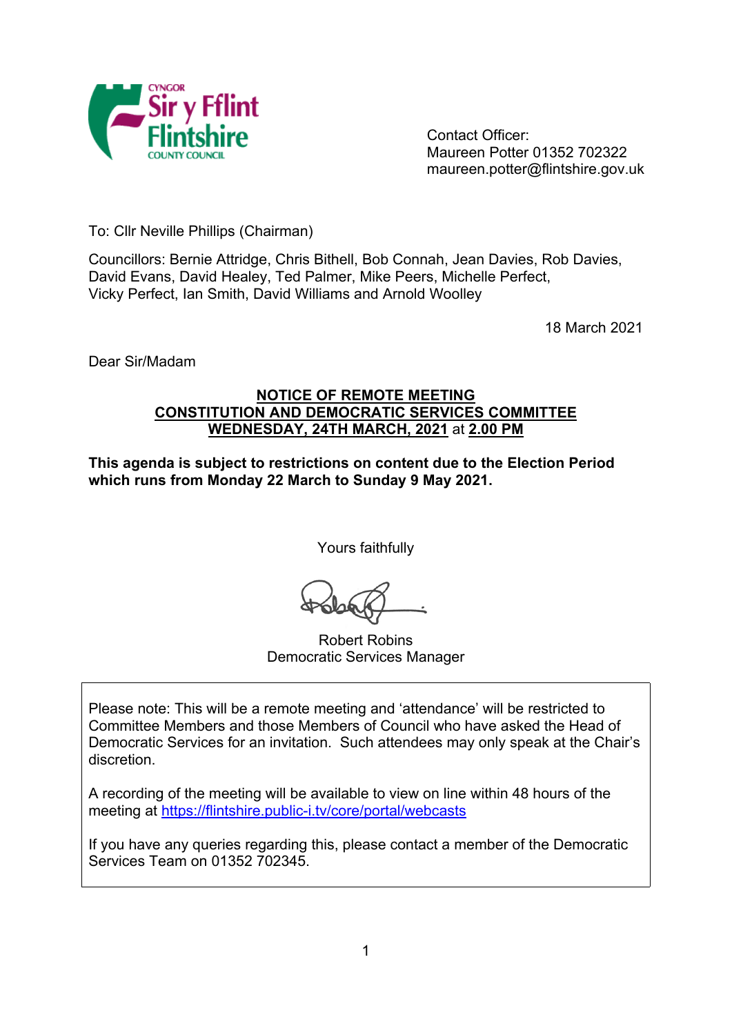Contact Officer:
Maureen Potter 01352 702322
maureen.potter@flintshire.gov.uk

To: Cllr Neville Phillips (Chairman)

Councillors: Bernie Attridge, Chris Bithell, Bob Connah, Jean Davies, Rob Davies, David Evans, David Healey, Ted Palmer, Mike Peers, Michelle Perfect, Vicky Perfect, Ian Smith, David Williams and Arnold Woolley

18 March 2021

Dear Sir/Madam

**NOTICE OF REMOTE MEETING**
**CONSTITUTION AND DEMOCRATIC SERVICES COMMITTEE**
**WEDNESDAY, 24TH MARCH, 2021 at 2.00 PM**

**This agenda is subject to restrictions on content due to the Election Period which runs from Monday 22 March to Sunday 9 May 2021.**

Yours faithfully

Robert Robins
Democratic Services Manager

Please note: This will be a remote meeting and 'attendance' will be restricted to Committee Members and those Members of Council who have asked the Head of Democratic Services for an invitation. Such attendees may only speak at the Chair's discretion.

A recording of the meeting will be available to view on line within 48 hours of the meeting at https://flintshire.public-i.tv/core/portal/webcasts

If you have any queries regarding this, please contact a member of the Democratic Services Team on 01352 702345.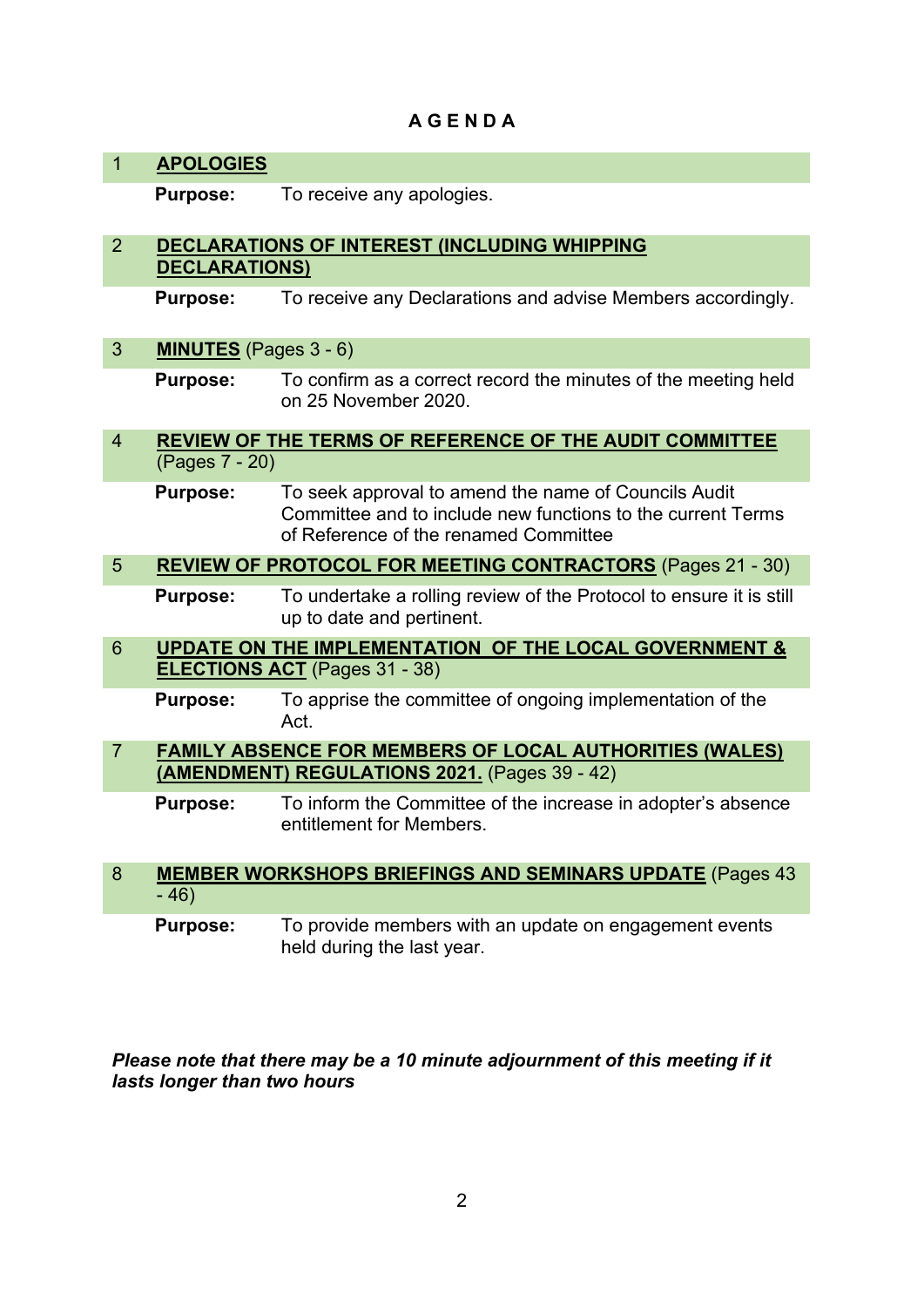# A G E N D A

## 1 **APOLOGIES**

**Purpose:** To receive any apologies.

## 2 **DECLARATIONS OF INTEREST (INCLUDING WHIPPING DECLARATIONS)**

**Purpose:** To receive any Declarations and advise Members accordingly.

## 3 **MINUTES** (Pages 3 - 6)

**Purpose:** To confirm as a correct record the minutes of the meeting held on 25 November 2020.

## 4 **REVIEW OF THE TERMS OF REFERENCE OF THE AUDIT COMMITTEE** (Pages 7 - 20)

**Purpose:** To seek approval to amend the name of Councils Audit Committee and to include new functions to the current Terms of Reference of the renamed Committee

## 5 **REVIEW OF PROTOCOL FOR MEETING CONTRACTORS** (Pages 21 - 30)

**Purpose:** To undertake a rolling review of the Protocol to ensure it is still up to date and pertinent.

## 6 **UPDATE ON THE IMPLEMENTATION OF THE LOCAL GOVERNMENT & ELECTIONS ACT** (Pages 31 - 38)

**Purpose:** To apprise the committee of ongoing implementation of the Act.

## 7 **FAMILY ABSENCE FOR MEMBERS OF LOCAL AUTHORITIES (WALES) (AMENDMENT) REGULATIONS 2021.** (Pages 39 - 42)

**Purpose:** To inform the Committee of the increase in adopter's absence entitlement for Members.

## 8 **MEMBER WORKSHOPS BRIEFINGS AND SEMINARS UPDATE** (Pages 43 - 46)

**Purpose:** To provide members with an update on engagement events held during the last year.

***Please note that there may be a 10 minute adjournment of this meeting if it lasts longer than two hours***